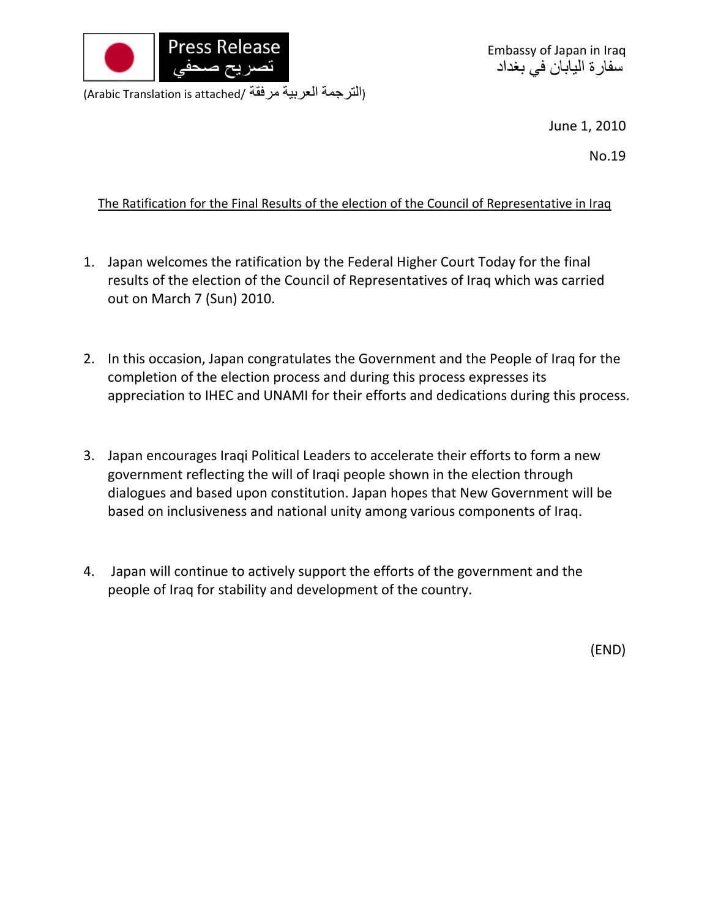Press Release
تصريح صحفي

Embassy of Japan in Iraq
سفارة اليابان في بغداد

(Arabic Translation is attached/ الترجمة العربية مرفقة)

June 1, 2010

No.19

<u>The Ratification for the Final Results of the election of the Council of Representative in Iraq</u>

1. Japan welcomes the ratification by the Federal Higher Court Today for the final results of the election of the Council of Representatives of Iraq which was carried out on March 7 (Sun) 2010.

2. In this occasion, Japan congratulates the Government and the People of Iraq for the completion of the election process and during this process expresses its appreciation to IHEC and UNAMI for their efforts and dedications during this process.

3. Japan encourages Iraqi Political Leaders to accelerate their efforts to form a new government reflecting the will of Iraqi people shown in the election through dialogues and based upon constitution. Japan hopes that New Government will be based on inclusiveness and national unity among various components of Iraq.

4. Japan will continue to actively support the efforts of the government and the people of Iraq for stability and development of the country.

(END)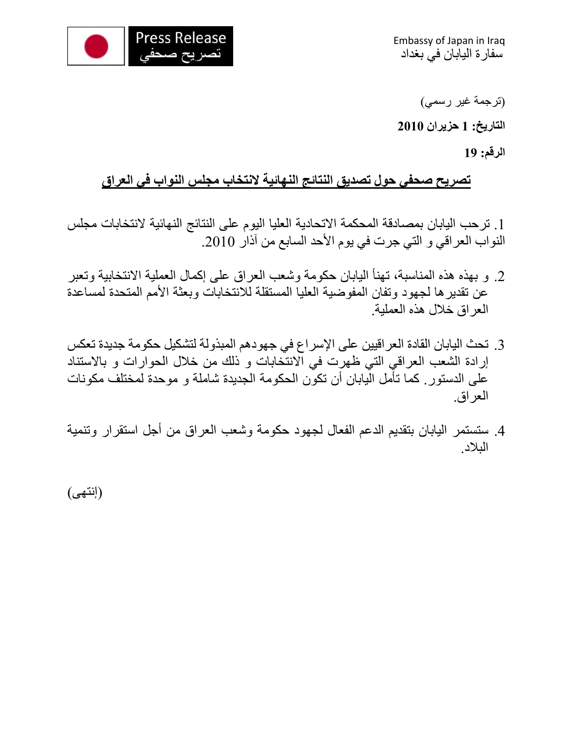Press Release
تصريح صحفي

Embassy of Japan in Iraq
سفارة اليابان في بغداد

(ترجمة غير رسمي)

**التاريخ: 1 حزيران 2010**

**الرقم: 19**

## تصريح صحفي حول تصديق النتائج النهائية لانتخاب مجلس النواب في العراق

1. ترحب اليابان بمصادقة المحكمة الاتحادية العليا اليوم على النتائج النهائية لانتخابات مجلس النواب العراقي و التي جرت في يوم الأحد السابع من آذار 2010.

2. و بهذه هذه المناسبة، تهنأ اليابان حكومة وشعب العراق على إكمال العملية الانتخابية وتعبر عن تقديرها لجهود وتفان المفوضية العليا المستقلة للانتخابات وبعثة الأمم المتحدة لمساعدة العراق خلال هذه العملية.

3. تحث اليابان القادة العراقيين على الإسراع في جهودهم المبذولة لتشكيل حكومة جديدة تعكس إرادة الشعب العراقي التي ظهرت في الانتخابات و ذلك من خلال الحوارات و بالاستناد على الدستور. كما تأمل اليابان أن تكون الحكومة الجديدة شاملة و موحدة لمختلف مكونات العراق.

4. ستستمر اليابان بتقديم الدعم الفعال لجهود حكومة وشعب العراق من أجل استقرار وتنمية البلاد.

(إنتهى)